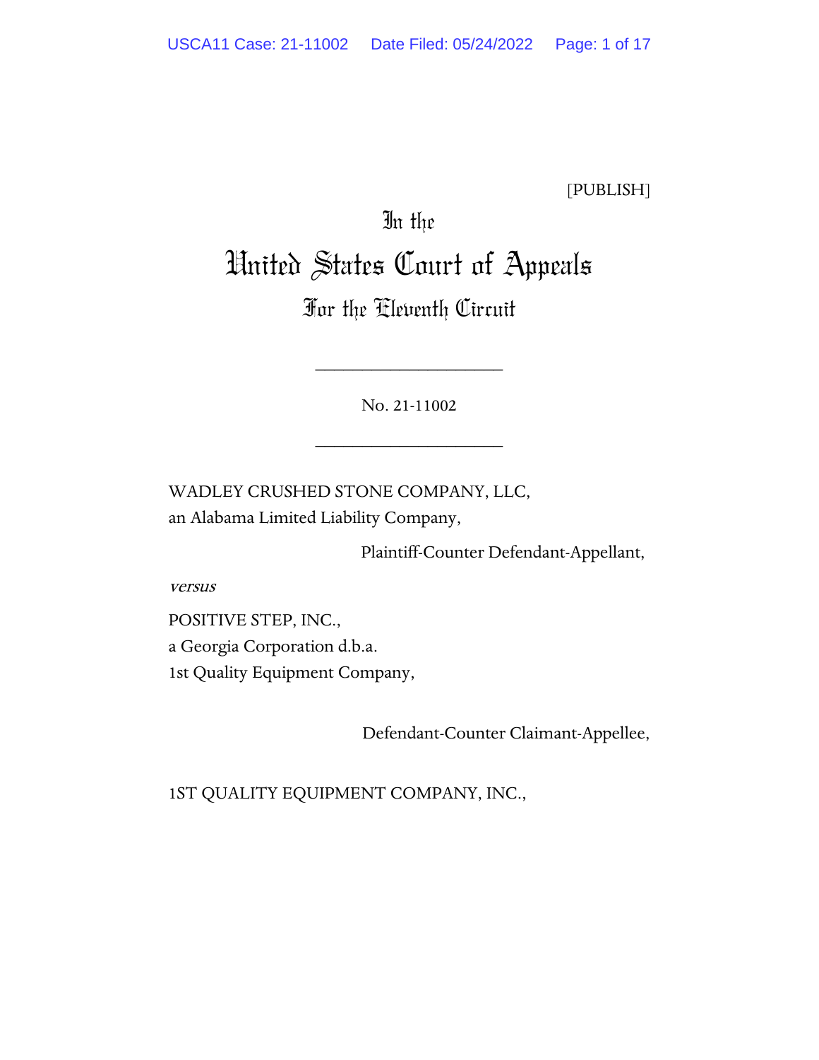[PUBLISH]

In the

# United States Court of Appeals

## For the Eleventh Circuit

____________________

No. 21-11002

____________________

WADLEY CRUSHED STONE COMPANY, LLC,
an Alabama Limited Liability Company,

Plaintiff-Counter Defendant-Appellant,

*versus*

POSITIVE STEP, INC.,
a Georgia Corporation d.b.a.
1st Quality Equipment Company,

Defendant-Counter Claimant-Appellee,

1ST QUALITY EQUIPMENT COMPANY, INC.,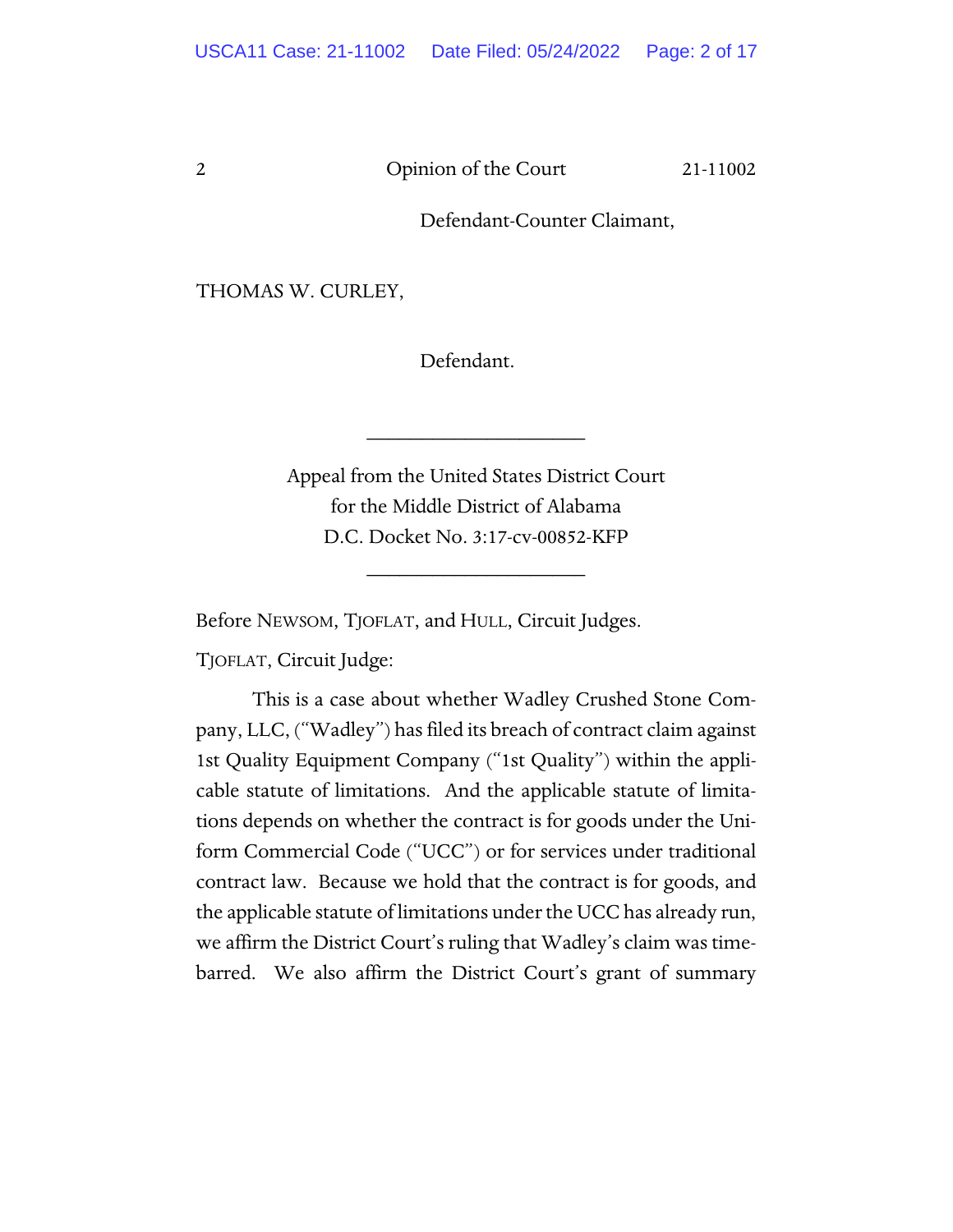Defendant-Counter Claimant,

THOMAS W. CURLEY,

Defendant.

---

Appeal from the United States District Court
for the Middle District of Alabama
D.C. Docket No. 3:17-cv-00852-KFP

---

Before NEWSOM, TJOFLAT, and HULL, Circuit Judges.

TJOFLAT, Circuit Judge:

This is a case about whether Wadley Crushed Stone Company, LLC, ("Wadley") has filed its breach of contract claim against 1st Quality Equipment Company ("1st Quality") within the applicable statute of limitations. And the applicable statute of limitations depends on whether the contract is for goods under the Uniform Commercial Code ("UCC") or for services under traditional contract law. Because we hold that the contract is for goods, and the applicable statute of limitations under the UCC has already run, we affirm the District Court's ruling that Wadley's claim was time-barred. We also affirm the District Court's grant of summary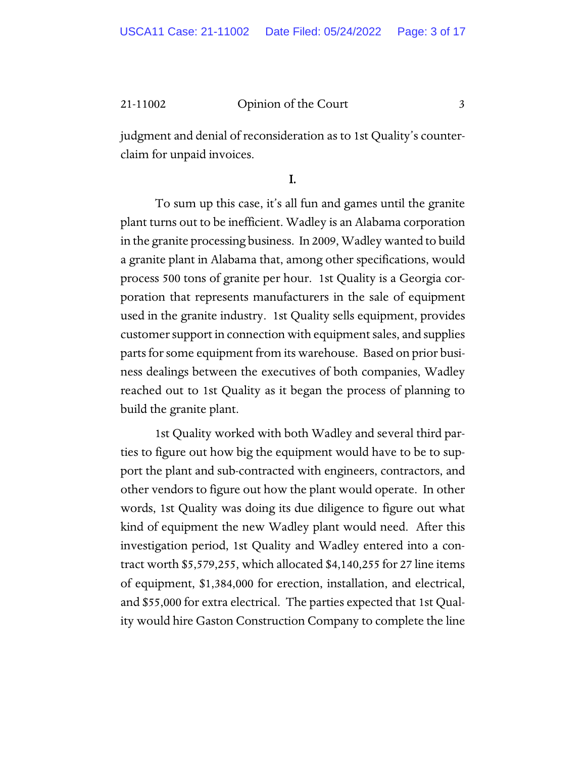judgment and denial of reconsideration as to 1st Quality's counterclaim for unpaid invoices.

## I.

To sum up this case, it's all fun and games until the granite plant turns out to be inefficient. Wadley is an Alabama corporation in the granite processing business. In 2009, Wadley wanted to build a granite plant in Alabama that, among other specifications, would process 500 tons of granite per hour. 1st Quality is a Georgia corporation that represents manufacturers in the sale of equipment used in the granite industry. 1st Quality sells equipment, provides customer support in connection with equipment sales, and supplies parts for some equipment from its warehouse. Based on prior business dealings between the executives of both companies, Wadley reached out to 1st Quality as it began the process of planning to build the granite plant.

1st Quality worked with both Wadley and several third parties to figure out how big the equipment would have to be to support the plant and sub-contracted with engineers, contractors, and other vendors to figure out how the plant would operate. In other words, 1st Quality was doing its due diligence to figure out what kind of equipment the new Wadley plant would need. After this investigation period, 1st Quality and Wadley entered into a contract worth $5,579,255, which allocated $4,140,255 for 27 line items of equipment, $1,384,000 for erection, installation, and electrical, and $55,000 for extra electrical. The parties expected that 1st Quality would hire Gaston Construction Company to complete the line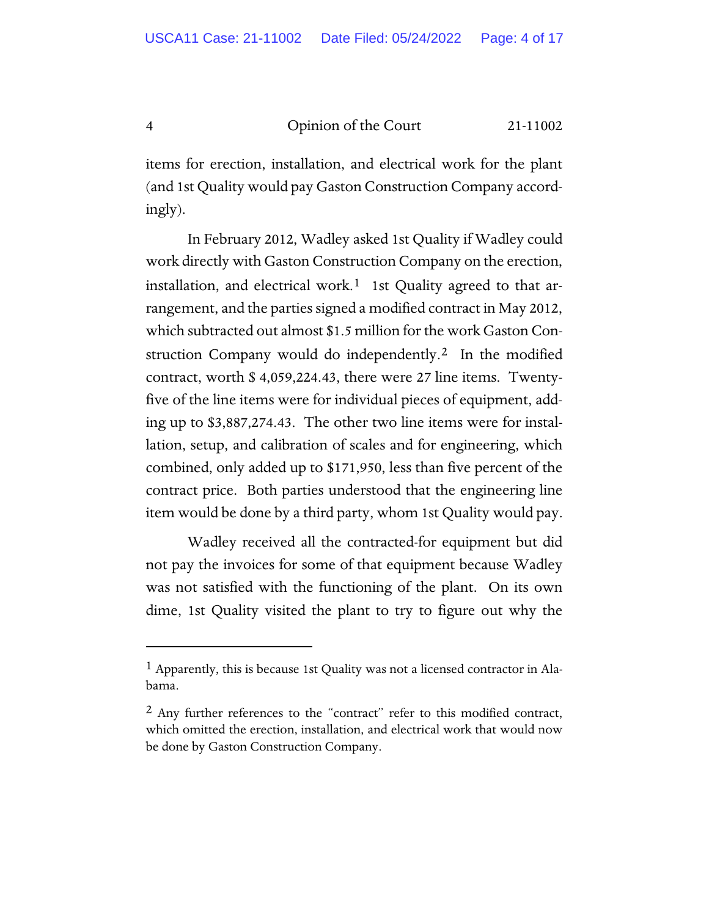items for erection, installation, and electrical work for the plant (and 1st Quality would pay Gaston Construction Company accordingly).

In February 2012, Wadley asked 1st Quality if Wadley could work directly with Gaston Construction Company on the erection, installation, and electrical work.[1] 1st Quality agreed to that arrangement, and the parties signed a modified contract in May 2012, which subtracted out almost $1.5 million for the work Gaston Construction Company would do independently.[2] In the modified contract, worth $ 4,059,224.43, there were 27 line items. Twenty-five of the line items were for individual pieces of equipment, adding up to $3,887,274.43. The other two line items were for installation, setup, and calibration of scales and for engineering, which combined, only added up to $171,950, less than five percent of the contract price. Both parties understood that the engineering line item would be done by a third party, whom 1st Quality would pay.

Wadley received all the contracted-for equipment but did not pay the invoices for some of that equipment because Wadley was not satisfied with the functioning of the plant. On its own dime, 1st Quality visited the plant to try to figure out why the

---

[1] Apparently, this is because 1st Quality was not a licensed contractor in Alabama.

[2] Any further references to the "contract" refer to this modified contract, which omitted the erection, installation, and electrical work that would now be done by Gaston Construction Company.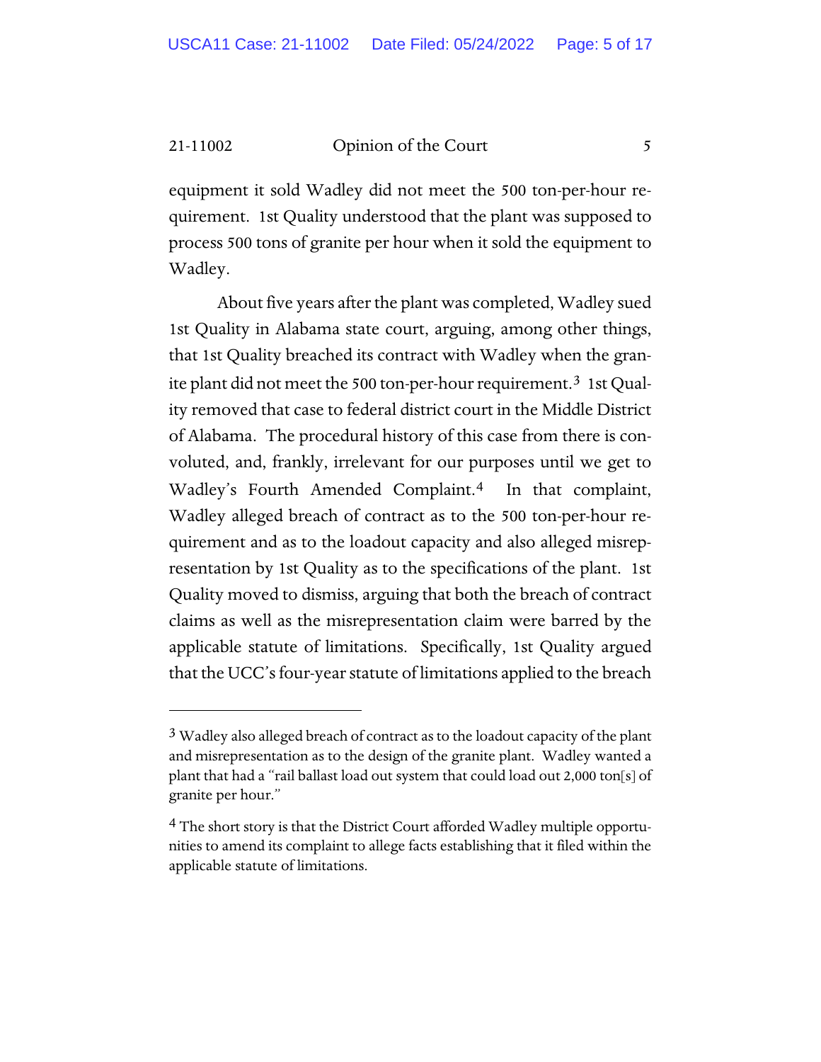equipment it sold Wadley did not meet the 500 ton-per-hour requirement. 1st Quality understood that the plant was supposed to process 500 tons of granite per hour when it sold the equipment to Wadley.

About five years after the plant was completed, Wadley sued 1st Quality in Alabama state court, arguing, among other things, that 1st Quality breached its contract with Wadley when the granite plant did not meet the 500 ton-per-hour requirement.[3] 1st Quality removed that case to federal district court in the Middle District of Alabama. The procedural history of this case from there is convoluted, and, frankly, irrelevant for our purposes until we get to Wadley's Fourth Amended Complaint.[4] In that complaint, Wadley alleged breach of contract as to the 500 ton-per-hour requirement and as to the loadout capacity and also alleged misrepresentation by 1st Quality as to the specifications of the plant. 1st Quality moved to dismiss, arguing that both the breach of contract claims as well as the misrepresentation claim were barred by the applicable statute of limitations. Specifically, 1st Quality argued that the UCC's four-year statute of limitations applied to the breach

---

[3] Wadley also alleged breach of contract as to the loadout capacity of the plant and misrepresentation as to the design of the granite plant. Wadley wanted a plant that had a "rail ballast load out system that could load out 2,000 ton[s] of granite per hour."

[4] The short story is that the District Court afforded Wadley multiple opportunities to amend its complaint to allege facts establishing that it filed within the applicable statute of limitations.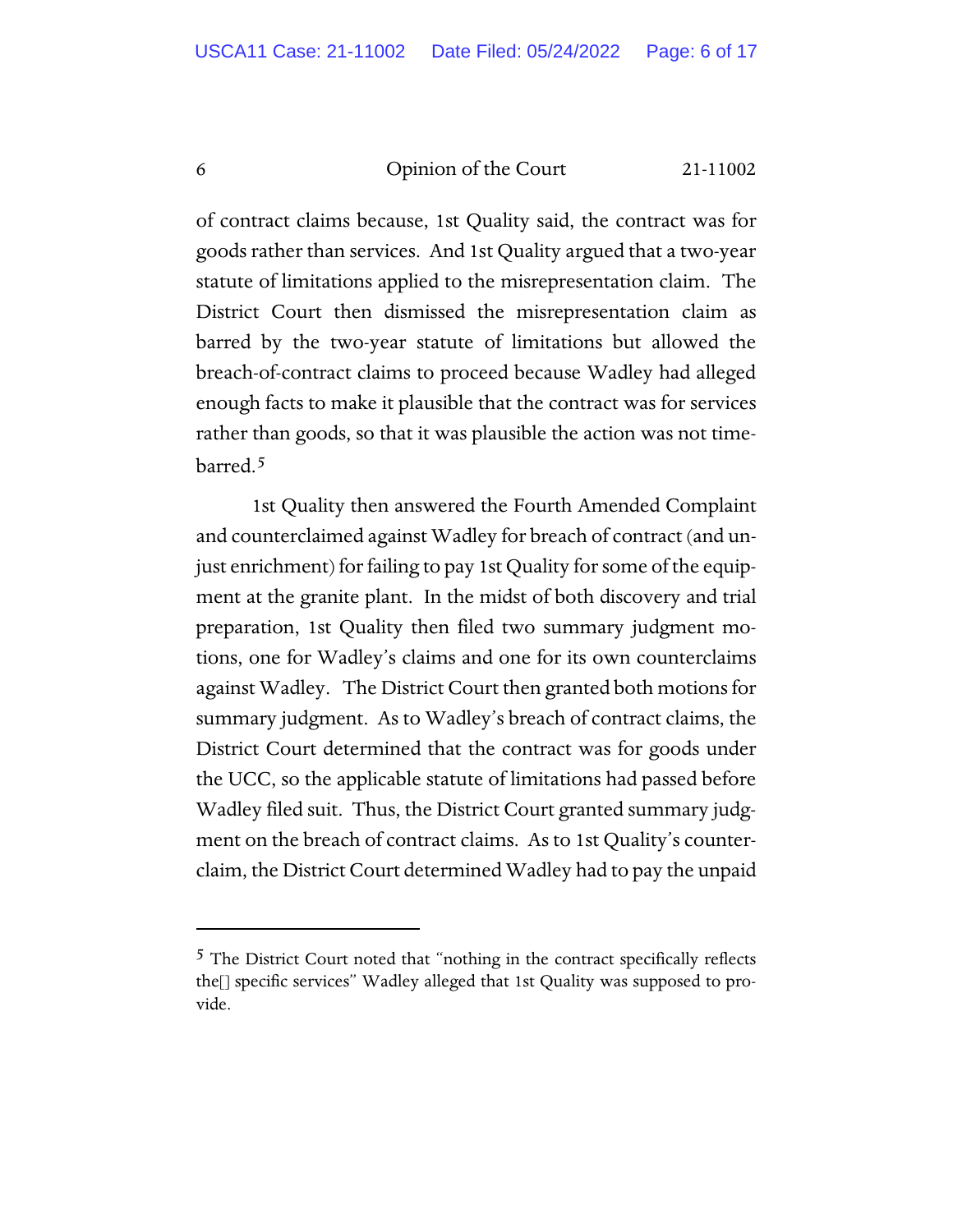of contract claims because, 1st Quality said, the contract was for goods rather than services. And 1st Quality argued that a two-year statute of limitations applied to the misrepresentation claim. The District Court then dismissed the misrepresentation claim as barred by the two-year statute of limitations but allowed the breach-of-contract claims to proceed because Wadley had alleged enough facts to make it plausible that the contract was for services rather than goods, so that it was plausible the action was not time-barred.[5]

1st Quality then answered the Fourth Amended Complaint and counterclaimed against Wadley for breach of contract (and unjust enrichment) for failing to pay 1st Quality for some of the equipment at the granite plant. In the midst of both discovery and trial preparation, 1st Quality then filed two summary judgment motions, one for Wadley's claims and one for its own counterclaims against Wadley. The District Court then granted both motions for summary judgment. As to Wadley's breach of contract claims, the District Court determined that the contract was for goods under the UCC, so the applicable statute of limitations had passed before Wadley filed suit. Thus, the District Court granted summary judgment on the breach of contract claims. As to 1st Quality's counterclaim, the District Court determined Wadley had to pay the unpaid

---

[5] The District Court noted that "nothing in the contract specifically reflects the[] specific services" Wadley alleged that 1st Quality was supposed to provide.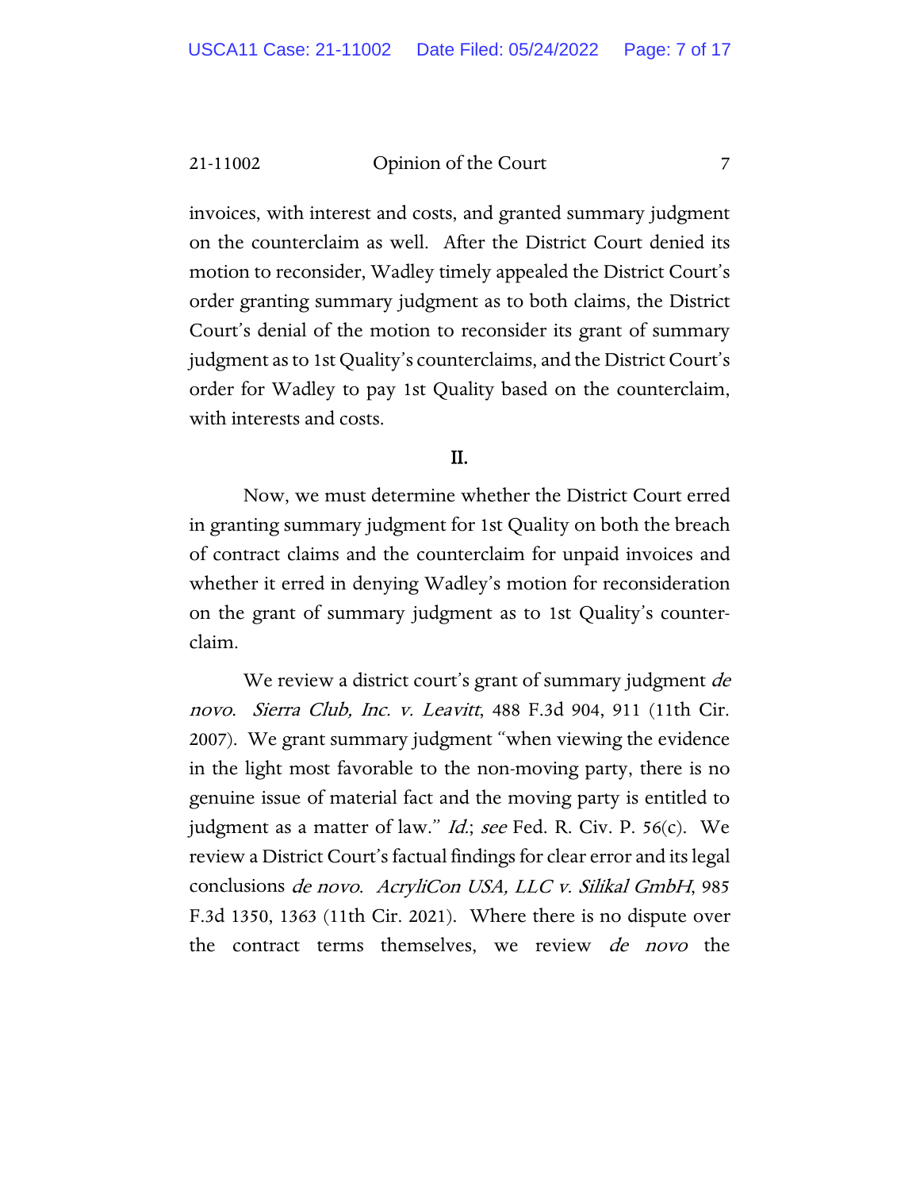invoices, with interest and costs, and granted summary judgment on the counterclaim as well. After the District Court denied its motion to reconsider, Wadley timely appealed the District Court's order granting summary judgment as to both claims, the District Court's denial of the motion to reconsider its grant of summary judgment as to 1st Quality's counterclaims, and the District Court's order for Wadley to pay 1st Quality based on the counterclaim, with interests and costs.

## II.

Now, we must determine whether the District Court erred in granting summary judgment for 1st Quality on both the breach of contract claims and the counterclaim for unpaid invoices and whether it erred in denying Wadley's motion for reconsideration on the grant of summary judgment as to 1st Quality's counterclaim.

We review a district court's grant of summary judgment *de novo*. *Sierra Club, Inc. v. Leavitt*, 488 F.3d 904, 911 (11th Cir. 2007). We grant summary judgment "when viewing the evidence in the light most favorable to the non-moving party, there is no genuine issue of material fact and the moving party is entitled to judgment as a matter of law." *Id.*; *see* Fed. R. Civ. P. 56(c). We review a District Court's factual findings for clear error and its legal conclusions *de novo*. *AcryliCon USA, LLC v. Silikal GmbH*, 985 F.3d 1350, 1363 (11th Cir. 2021). Where there is no dispute over the contract terms themselves, we review *de novo* the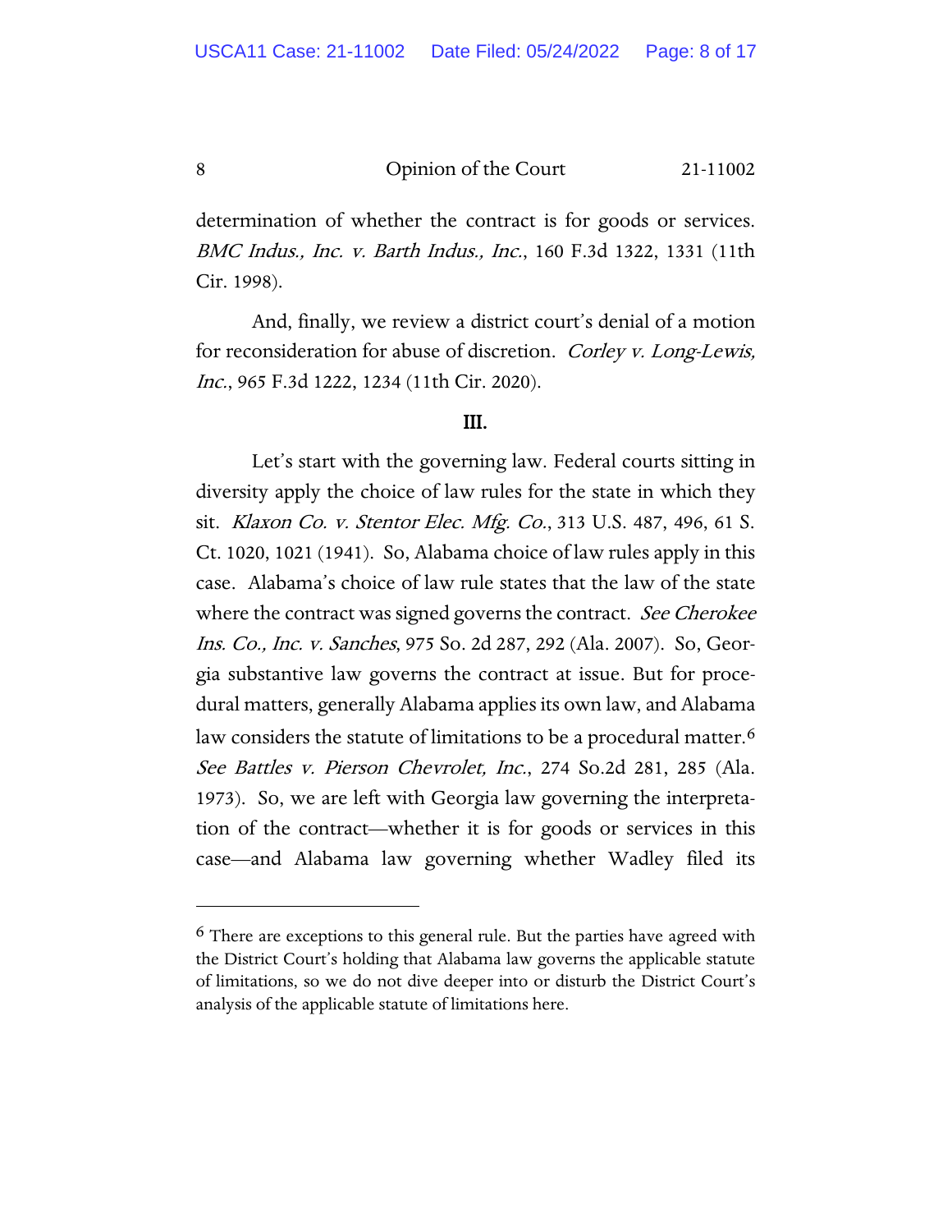determination of whether the contract is for goods or services. *BMC Indus., Inc. v. Barth Indus., Inc.*, 160 F.3d 1322, 1331 (11th Cir. 1998).

And, finally, we review a district court's denial of a motion for reconsideration for abuse of discretion. *Corley v. Long-Lewis, Inc.*, 965 F.3d 1222, 1234 (11th Cir. 2020).

## III.

Let's start with the governing law. Federal courts sitting in diversity apply the choice of law rules for the state in which they sit. *Klaxon Co. v. Stentor Elec. Mfg. Co.*, 313 U.S. 487, 496, 61 S. Ct. 1020, 1021 (1941). So, Alabama choice of law rules apply in this case. Alabama's choice of law rule states that the law of the state where the contract was signed governs the contract. *See Cherokee Ins. Co., Inc. v. Sanches*, 975 So. 2d 287, 292 (Ala. 2007). So, Georgia substantive law governs the contract at issue. But for procedural matters, generally Alabama applies its own law, and Alabama law considers the statute of limitations to be a procedural matter.[6] *See Battles v. Pierson Chevrolet, Inc.*, 274 So.2d 281, 285 (Ala. 1973). So, we are left with Georgia law governing the interpretation of the contract—whether it is for goods or services in this case—and Alabama law governing whether Wadley filed its

---

[6] There are exceptions to this general rule. But the parties have agreed with the District Court's holding that Alabama law governs the applicable statute of limitations, so we do not dive deeper into or disturb the District Court's analysis of the applicable statute of limitations here.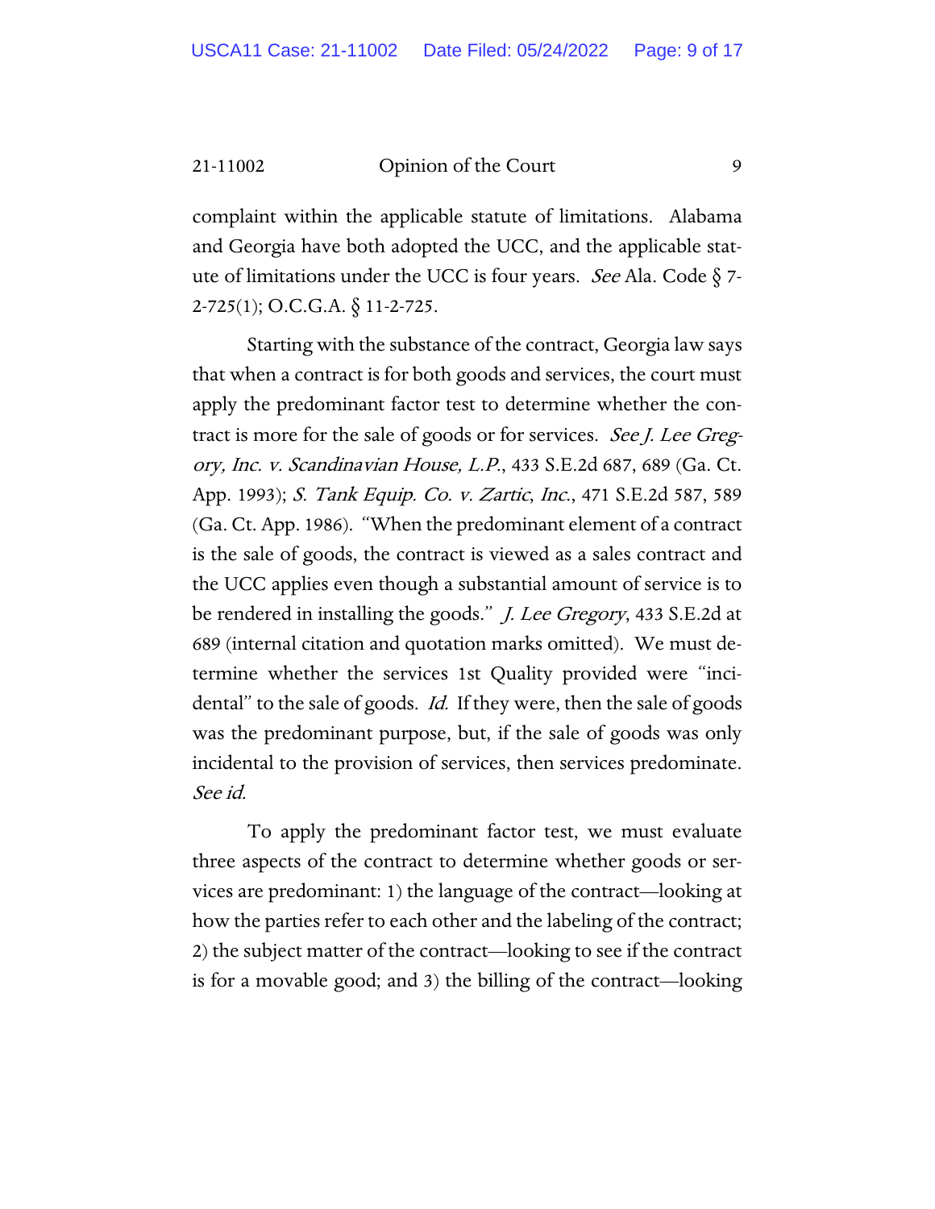complaint within the applicable statute of limitations. Alabama and Georgia have both adopted the UCC, and the applicable statute of limitations under the UCC is four years. *See* Ala. Code § 7-2-725(1); O.C.G.A. § 11-2-725.

Starting with the substance of the contract, Georgia law says that when a contract is for both goods and services, the court must apply the predominant factor test to determine whether the contract is more for the sale of goods or for services. *See J. Lee Gregory, Inc. v. Scandinavian House, L.P.*, 433 S.E.2d 687, 689 (Ga. Ct. App. 1993); *S. Tank Equip. Co. v. Zartic, Inc.*, 471 S.E.2d 587, 589 (Ga. Ct. App. 1986). "When the predominant element of a contract is the sale of goods, the contract is viewed as a sales contract and the UCC applies even though a substantial amount of service is to be rendered in installing the goods." *J. Lee Gregory*, 433 S.E.2d at 689 (internal citation and quotation marks omitted). We must determine whether the services 1st Quality provided were "incidental" to the sale of goods. *Id.* If they were, then the sale of goods was the predominant purpose, but, if the sale of goods was only incidental to the provision of services, then services predominate. *See id.*

To apply the predominant factor test, we must evaluate three aspects of the contract to determine whether goods or services are predominant: 1) the language of the contract—looking at how the parties refer to each other and the labeling of the contract; 2) the subject matter of the contract—looking to see if the contract is for a movable good; and 3) the billing of the contract—looking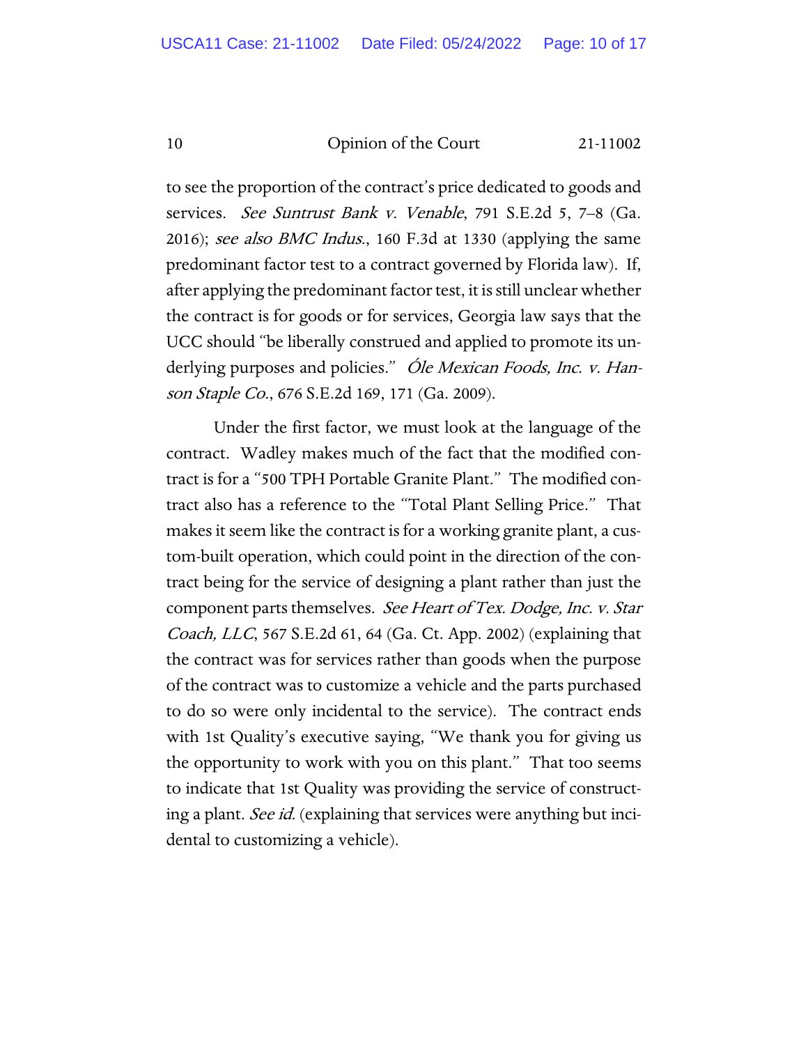to see the proportion of the contract's price dedicated to goods and services. *See Suntrust Bank v. Venable*, 791 S.E.2d 5, 7–8 (Ga. 2016); *see also BMC Indus.*, 160 F.3d at 1330 (applying the same predominant factor test to a contract governed by Florida law). If, after applying the predominant factor test, it is still unclear whether the contract is for goods or for services, Georgia law says that the UCC should "be liberally construed and applied to promote its underlying purposes and policies." *Óle Mexican Foods, Inc. v. Hanson Staple Co.*, 676 S.E.2d 169, 171 (Ga. 2009).

Under the first factor, we must look at the language of the contract. Wadley makes much of the fact that the modified contract is for a "500 TPH Portable Granite Plant." The modified contract also has a reference to the "Total Plant Selling Price." That makes it seem like the contract is for a working granite plant, a custom-built operation, which could point in the direction of the contract being for the service of designing a plant rather than just the component parts themselves. *See Heart of Tex. Dodge, Inc. v. Star Coach, LLC*, 567 S.E.2d 61, 64 (Ga. Ct. App. 2002) (explaining that the contract was for services rather than goods when the purpose of the contract was to customize a vehicle and the parts purchased to do so were only incidental to the service). The contract ends with 1st Quality's executive saying, "We thank you for giving us the opportunity to work with you on this plant." That too seems to indicate that 1st Quality was providing the service of constructing a plant. *See id.* (explaining that services were anything but incidental to customizing a vehicle).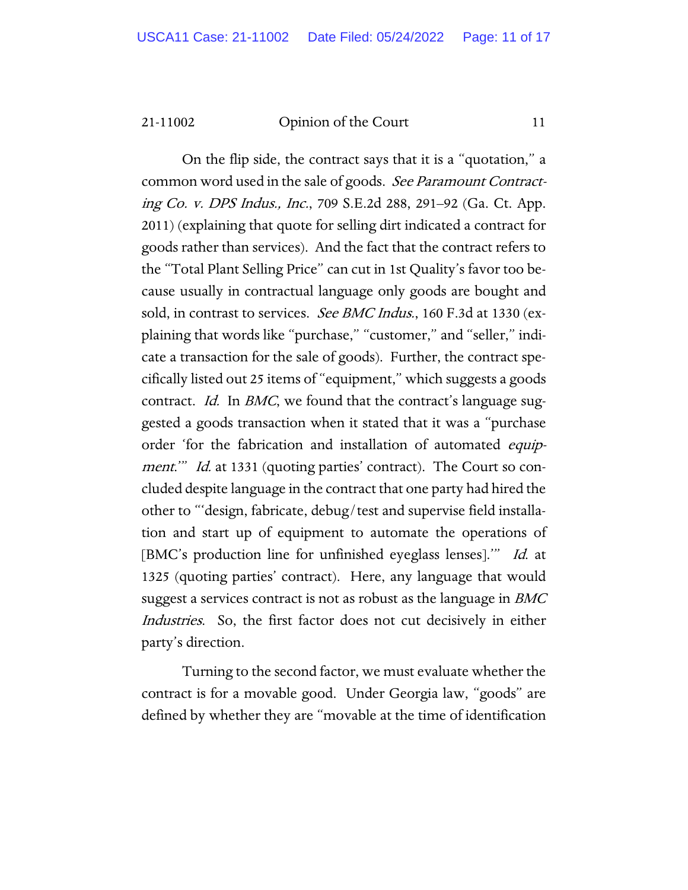On the flip side, the contract says that it is a "quotation," a common word used in the sale of goods. *See Paramount Contracting Co. v. DPS Indus., Inc.*, 709 S.E.2d 288, 291–92 (Ga. Ct. App. 2011) (explaining that quote for selling dirt indicated a contract for goods rather than services). And the fact that the contract refers to the "Total Plant Selling Price" can cut in 1st Quality's favor too because usually in contractual language only goods are bought and sold, in contrast to services. *See BMC Indus.*, 160 F.3d at 1330 (explaining that words like "purchase," "customer," and "seller," indicate a transaction for the sale of goods). Further, the contract specifically listed out 25 items of "equipment," which suggests a goods contract. *Id.* In *BMC*, we found that the contract's language suggested a goods transaction when it stated that it was a "purchase order 'for the fabrication and installation of automated *equipment*.'" *Id.* at 1331 (quoting parties' contract). The Court so concluded despite language in the contract that one party had hired the other to "'design, fabricate, debug/test and supervise field installation and start up of equipment to automate the operations of [BMC's production line for unfinished eyeglass lenses].'" *Id.* at 1325 (quoting parties' contract). Here, any language that would suggest a services contract is not as robust as the language in *BMC Industries*. So, the first factor does not cut decisively in either party's direction.

Turning to the second factor, we must evaluate whether the contract is for a movable good. Under Georgia law, "goods" are defined by whether they are "movable at the time of identification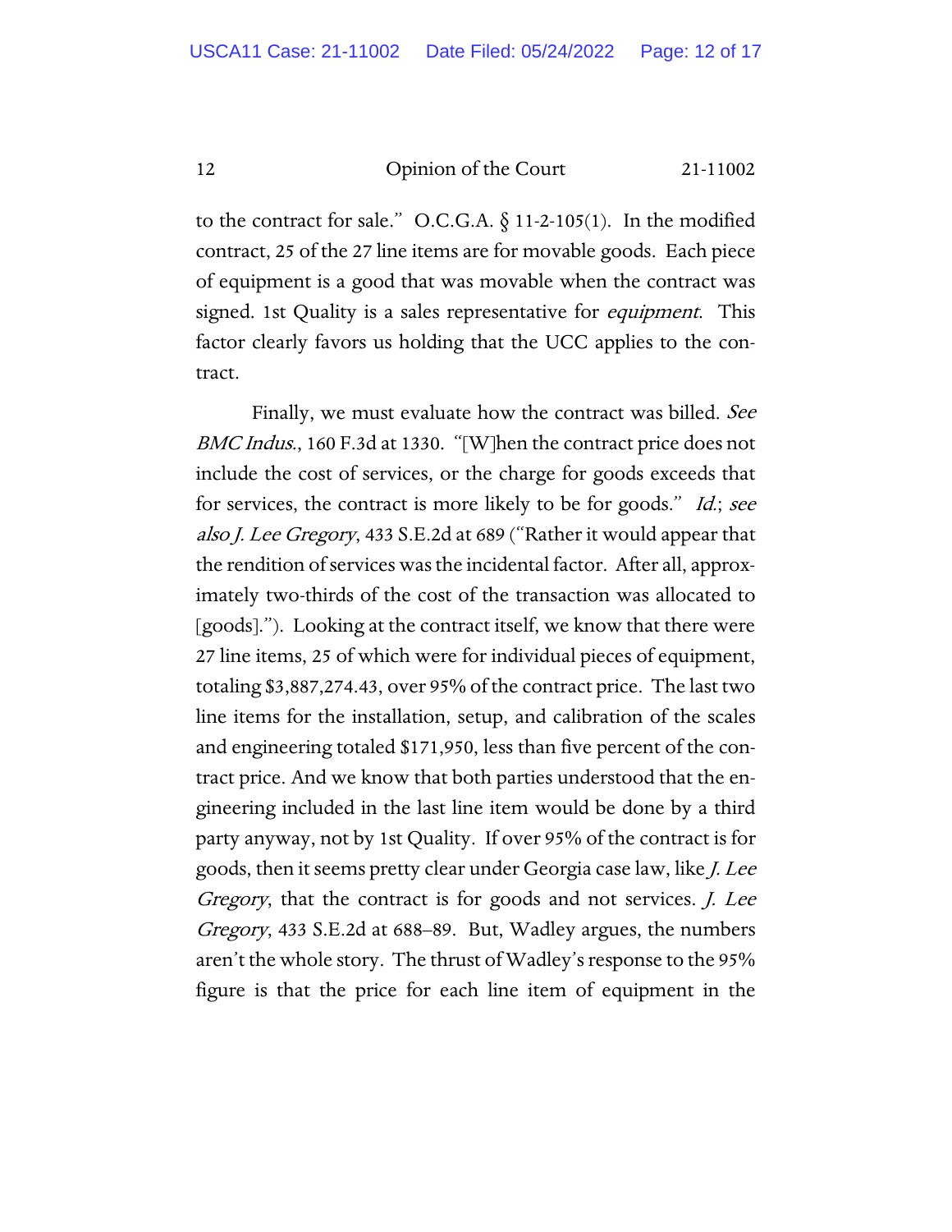to the contract for sale." O.C.G.A. § 11-2-105(1). In the modified contract, 25 of the 27 line items are for movable goods. Each piece of equipment is a good that was movable when the contract was signed. 1st Quality is a sales representative for *equipment*. This factor clearly favors us holding that the UCC applies to the contract.

Finally, we must evaluate how the contract was billed. *See BMC Indus.*, 160 F.3d at 1330. "[W]hen the contract price does not include the cost of services, or the charge for goods exceeds that for services, the contract is more likely to be for goods." *Id.*; *see also J. Lee Gregory*, 433 S.E.2d at 689 ("Rather it would appear that the rendition of services was the incidental factor. After all, approximately two-thirds of the cost of the transaction was allocated to [goods]."). Looking at the contract itself, we know that there were 27 line items, 25 of which were for individual pieces of equipment, totaling $3,887,274.43, over 95% of the contract price. The last two line items for the installation, setup, and calibration of the scales and engineering totaled $171,950, less than five percent of the contract price. And we know that both parties understood that the engineering included in the last line item would be done by a third party anyway, not by 1st Quality. If over 95% of the contract is for goods, then it seems pretty clear under Georgia case law, like *J. Lee Gregory*, that the contract is for goods and not services. *J. Lee Gregory*, 433 S.E.2d at 688–89. But, Wadley argues, the numbers aren't the whole story. The thrust of Wadley's response to the 95% figure is that the price for each line item of equipment in the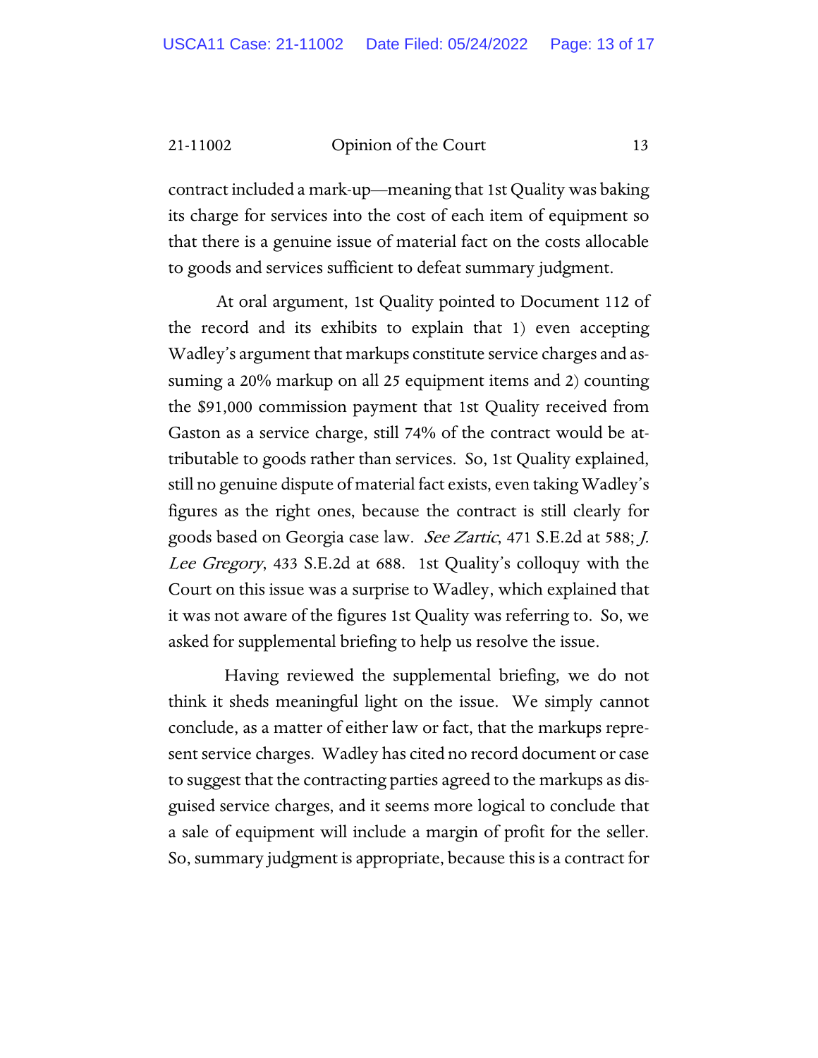contract included a mark-up—meaning that 1st Quality was baking its charge for services into the cost of each item of equipment so that there is a genuine issue of material fact on the costs allocable to goods and services sufficient to defeat summary judgment.

At oral argument, 1st Quality pointed to Document 112 of the record and its exhibits to explain that 1) even accepting Wadley's argument that markups constitute service charges and assuming a 20% markup on all 25 equipment items and 2) counting the $91,000 commission payment that 1st Quality received from Gaston as a service charge, still 74% of the contract would be attributable to goods rather than services. So, 1st Quality explained, still no genuine dispute of material fact exists, even taking Wadley's figures as the right ones, because the contract is still clearly for goods based on Georgia case law. *See Zartic*, 471 S.E.2d at 588; *J. Lee Gregory*, 433 S.E.2d at 688. 1st Quality's colloquy with the Court on this issue was a surprise to Wadley, which explained that it was not aware of the figures 1st Quality was referring to. So, we asked for supplemental briefing to help us resolve the issue.

Having reviewed the supplemental briefing, we do not think it sheds meaningful light on the issue. We simply cannot conclude, as a matter of either law or fact, that the markups represent service charges. Wadley has cited no record document or case to suggest that the contracting parties agreed to the markups as disguised service charges, and it seems more logical to conclude that a sale of equipment will include a margin of profit for the seller. So, summary judgment is appropriate, because this is a contract for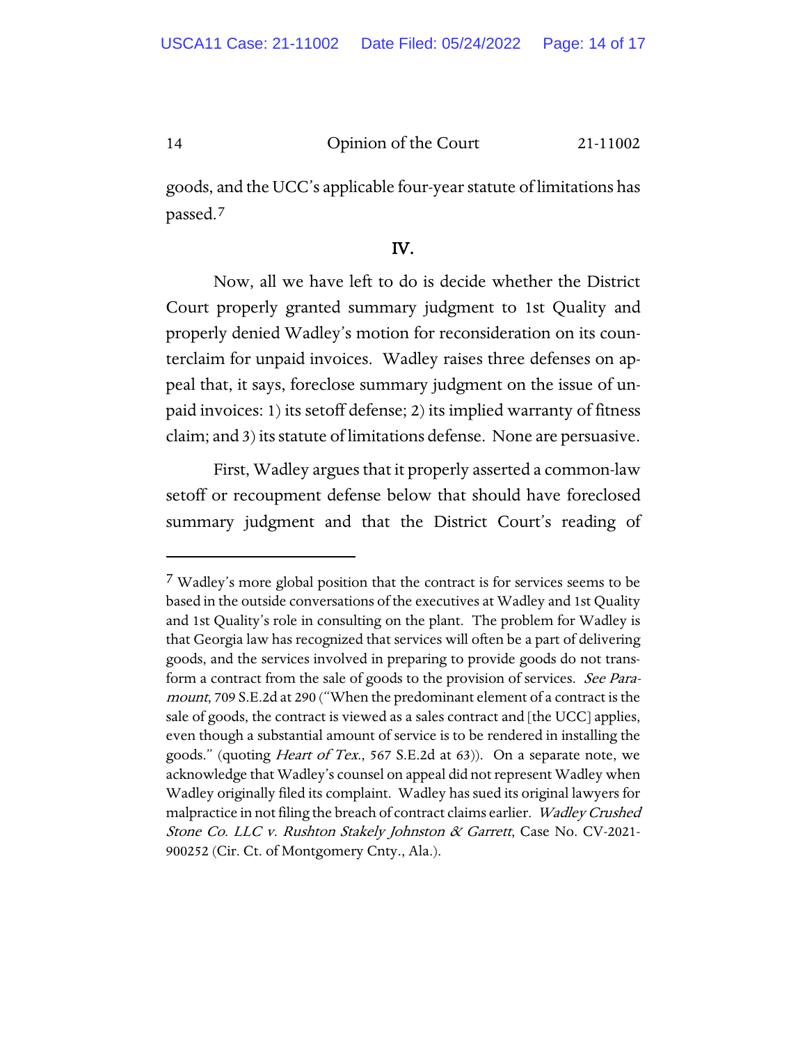goods, and the UCC's applicable four-year statute of limitations has passed.[7]

## IV.

Now, all we have left to do is decide whether the District Court properly granted summary judgment to 1st Quality and properly denied Wadley's motion for reconsideration on its counterclaim for unpaid invoices. Wadley raises three defenses on appeal that, it says, foreclose summary judgment on the issue of unpaid invoices: 1) its setoff defense; 2) its implied warranty of fitness claim; and 3) its statute of limitations defense. None are persuasive.

First, Wadley argues that it properly asserted a common-law setoff or recoupment defense below that should have foreclosed summary judgment and that the District Court's reading of

---

[7] Wadley's more global position that the contract is for services seems to be based in the outside conversations of the executives at Wadley and 1st Quality and 1st Quality's role in consulting on the plant. The problem for Wadley is that Georgia law has recognized that services will often be a part of delivering goods, and the services involved in preparing to provide goods do not transform a contract from the sale of goods to the provision of services. *See Paramount*, 709 S.E.2d at 290 ("When the predominant element of a contract is the sale of goods, the contract is viewed as a sales contract and [the UCC] applies, even though a substantial amount of service is to be rendered in installing the goods." (quoting *Heart of Tex.*, 567 S.E.2d at 63)). On a separate note, we acknowledge that Wadley's counsel on appeal did not represent Wadley when Wadley originally filed its complaint. Wadley has sued its original lawyers for malpractice in not filing the breach of contract claims earlier. *Wadley Crushed Stone Co. LLC v. Rushton Stakely Johnston & Garrett*, Case No. CV-2021-900252 (Cir. Ct. of Montgomery Cnty., Ala.).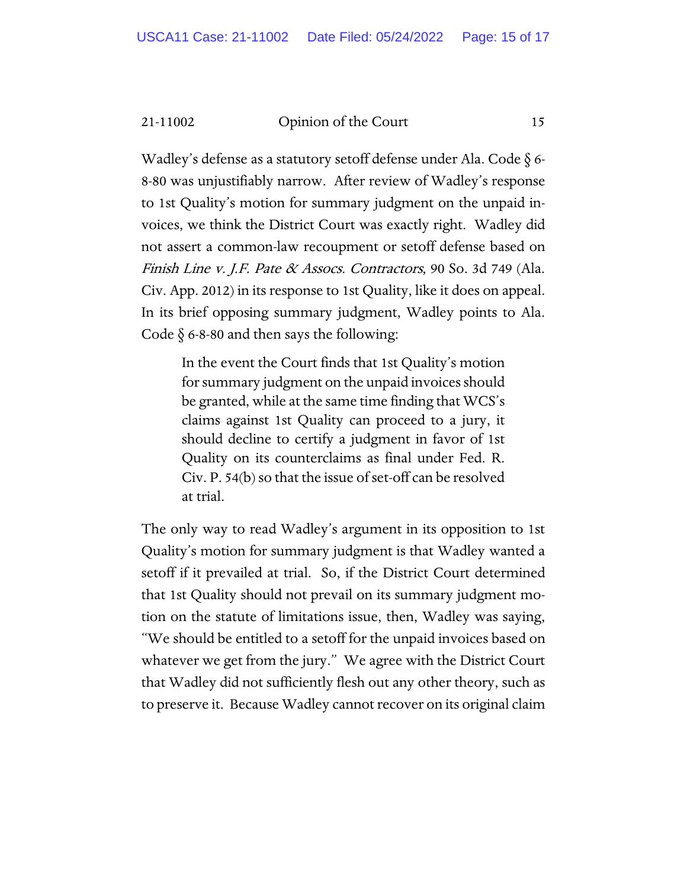Wadley's defense as a statutory setoff defense under Ala. Code § 6-8-80 was unjustifiably narrow. After review of Wadley's response to 1st Quality's motion for summary judgment on the unpaid invoices, we think the District Court was exactly right. Wadley did not assert a common-law recoupment or setoff defense based on *Finish Line v. J.F. Pate & Assocs. Contractors*, 90 So. 3d 749 (Ala. Civ. App. 2012) in its response to 1st Quality, like it does on appeal. In its brief opposing summary judgment, Wadley points to Ala. Code § 6-8-80 and then says the following:

> In the event the Court finds that 1st Quality's motion for summary judgment on the unpaid invoices should be granted, while at the same time finding that WCS's claims against 1st Quality can proceed to a jury, it should decline to certify a judgment in favor of 1st Quality on its counterclaims as final under Fed. R. Civ. P. 54(b) so that the issue of set-off can be resolved at trial.

The only way to read Wadley's argument in its opposition to 1st Quality's motion for summary judgment is that Wadley wanted a setoff if it prevailed at trial. So, if the District Court determined that 1st Quality should not prevail on its summary judgment motion on the statute of limitations issue, then, Wadley was saying, "We should be entitled to a setoff for the unpaid invoices based on whatever we get from the jury." We agree with the District Court that Wadley did not sufficiently flesh out any other theory, such as to preserve it. Because Wadley cannot recover on its original claim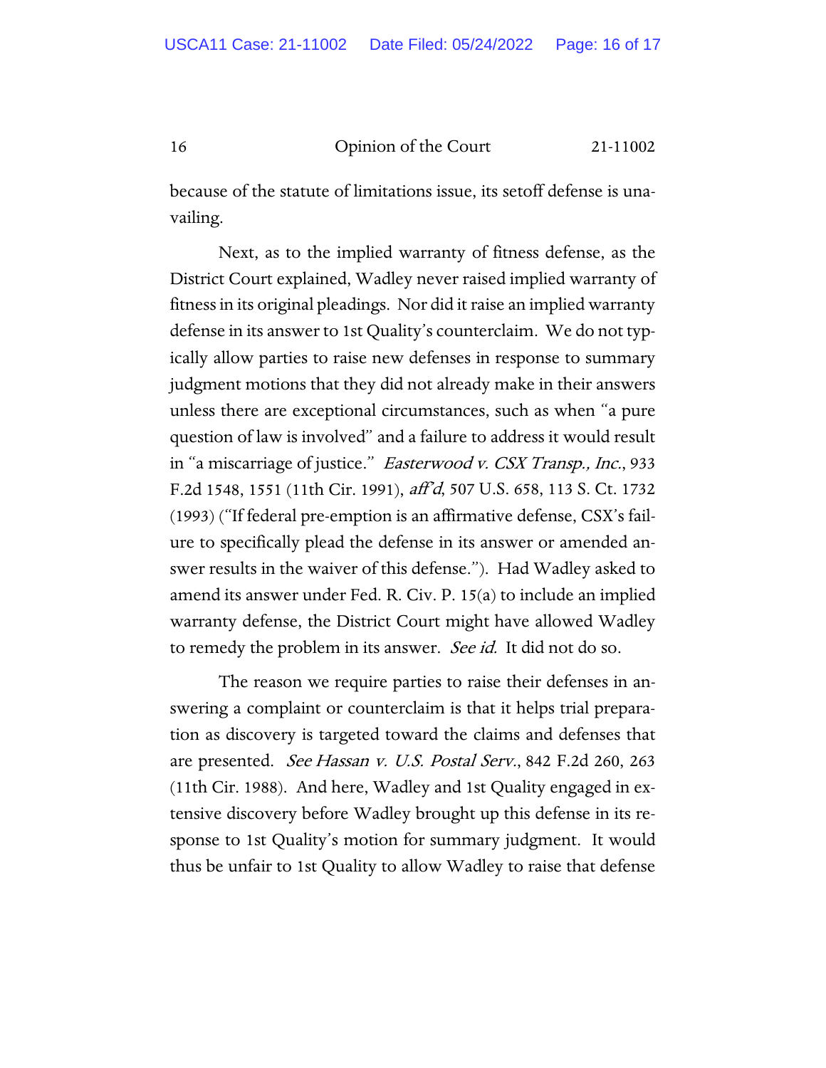because of the statute of limitations issue, its setoff defense is unavailing.

Next, as to the implied warranty of fitness defense, as the District Court explained, Wadley never raised implied warranty of fitness in its original pleadings. Nor did it raise an implied warranty defense in its answer to 1st Quality's counterclaim. We do not typically allow parties to raise new defenses in response to summary judgment motions that they did not already make in their answers unless there are exceptional circumstances, such as when "a pure question of law is involved" and a failure to address it would result in "a miscarriage of justice." *Easterwood v. CSX Transp., Inc.*, 933 F.2d 1548, 1551 (11th Cir. 1991), *aff'd*, 507 U.S. 658, 113 S. Ct. 1732 (1993) ("If federal pre-emption is an affirmative defense, CSX's failure to specifically plead the defense in its answer or amended answer results in the waiver of this defense."). Had Wadley asked to amend its answer under Fed. R. Civ. P. 15(a) to include an implied warranty defense, the District Court might have allowed Wadley to remedy the problem in its answer. *See id.* It did not do so.

The reason we require parties to raise their defenses in answering a complaint or counterclaim is that it helps trial preparation as discovery is targeted toward the claims and defenses that are presented. *See Hassan v. U.S. Postal Serv.*, 842 F.2d 260, 263 (11th Cir. 1988). And here, Wadley and 1st Quality engaged in extensive discovery before Wadley brought up this defense in its response to 1st Quality's motion for summary judgment. It would thus be unfair to 1st Quality to allow Wadley to raise that defense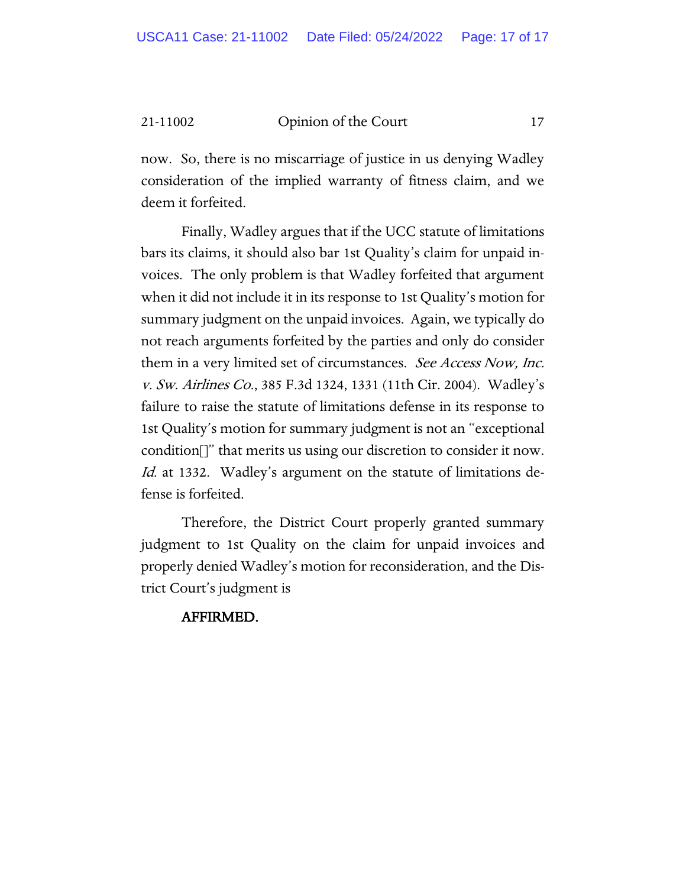now. So, there is no miscarriage of justice in us denying Wadley consideration of the implied warranty of fitness claim, and we deem it forfeited.

Finally, Wadley argues that if the UCC statute of limitations bars its claims, it should also bar 1st Quality's claim for unpaid invoices. The only problem is that Wadley forfeited that argument when it did not include it in its response to 1st Quality's motion for summary judgment on the unpaid invoices. Again, we typically do not reach arguments forfeited by the parties and only do consider them in a very limited set of circumstances. *See Access Now, Inc. v. Sw. Airlines Co.*, 385 F.3d 1324, 1331 (11th Cir. 2004). Wadley's failure to raise the statute of limitations defense in its response to 1st Quality's motion for summary judgment is not an "exceptional condition[]" that merits us using our discretion to consider it now. *Id.* at 1332. Wadley's argument on the statute of limitations defense is forfeited.

Therefore, the District Court properly granted summary judgment to 1st Quality on the claim for unpaid invoices and properly denied Wadley's motion for reconsideration, and the District Court's judgment is

**AFFIRMED.**